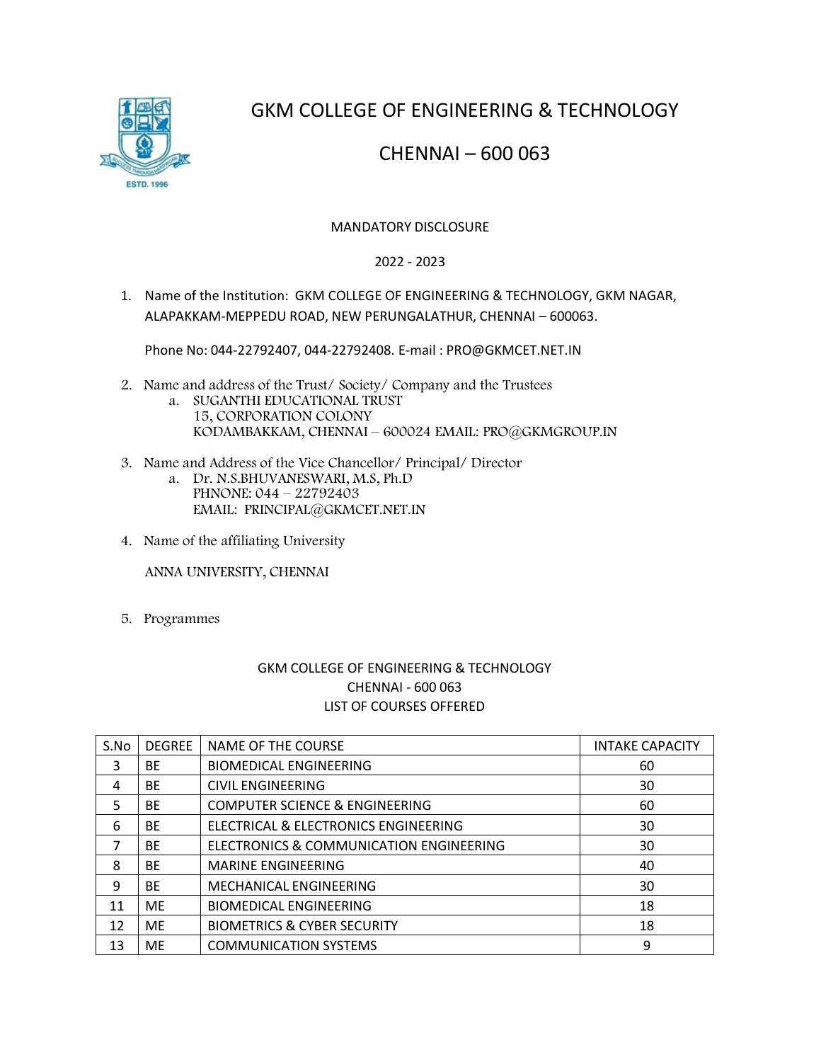# GKM COLLEGE OF ENGINEERING & TECHNOLOGY

## CHENNAI – 600 063

MANDATORY DISCLOSURE

2022 - 2023

1. Name of the Institution: GKM COLLEGE OF ENGINEERING & TECHNOLOGY, GKM NAGAR, ALAPAKKAM-MEPPEDU ROAD, NEW PERUNGALATHUR, CHENNAI – 600063.

   Phone No: 044-22792407, 044-22792408. E-mail : PRO@GKMCET.NET.IN

2. Name and address of the Trust/ Society/ Company and the Trustees
   a. SUGANTHI EDUCATIONAL TRUST
      15, CORPORATION COLONY
      KODAMBAKKAM, CHENNAI – 600024 EMAIL: PRO@GKMGROUP.IN

3. Name and Address of the Vice Chancellor/ Principal/ Director
   a. Dr. N.S.BHUVANESWARI, M.S, Ph.D
      PHNONE: 044 – 22792403
      EMAIL: PRINCIPAL@GKMCET.NET.IN

4. Name of the affiliating University

   ANNA UNIVERSITY, CHENNAI

5. Programmes

GKM COLLEGE OF ENGINEERING & TECHNOLOGY
CHENNAI - 600 063
LIST OF COURSES OFFERED

| S.No | DEGREE | NAME OF THE COURSE | INTAKE CAPACITY |
|---|---|---|---|
| 3 | BE | BIOMEDICAL ENGINEERING | 60 |
| 4 | BE | CIVIL ENGINEERING | 30 |
| 5 | BE | COMPUTER SCIENCE & ENGINEERING | 60 |
| 6 | BE | ELECTRICAL & ELECTRONICS ENGINEERING | 30 |
| 7 | BE | ELECTRONICS & COMMUNICATION ENGINEERING | 30 |
| 8 | BE | MARINE ENGINEERING | 40 |
| 9 | BE | MECHANICAL ENGINEERING | 30 |
| 11 | ME | BIOMEDICAL ENGINEERING | 18 |
| 12 | ME | BIOMETRICS & CYBER SECURITY | 18 |
| 13 | ME | COMMUNICATION SYSTEMS | 9 |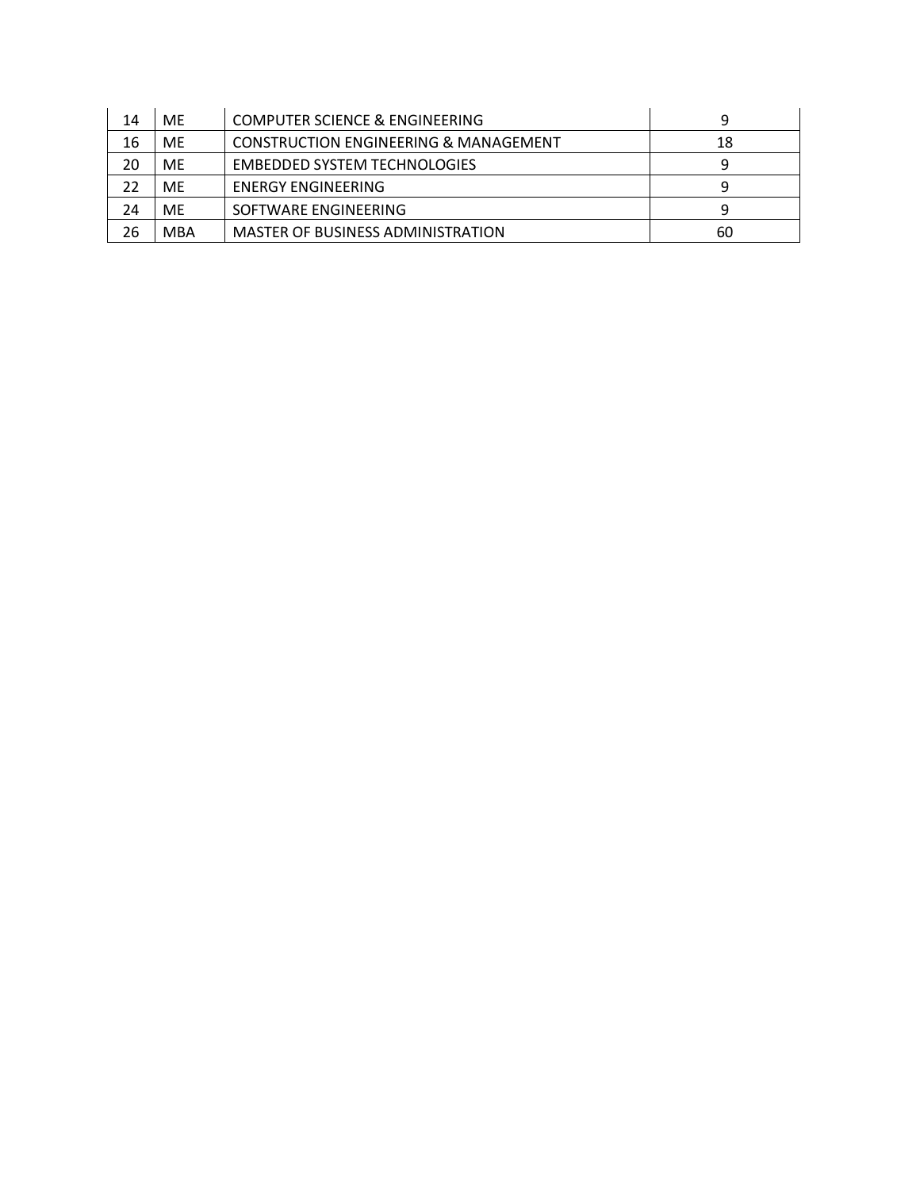| | | | |
|---|---|---|---|
| 14 | ME | COMPUTER SCIENCE & ENGINEERING | 9 |
| 16 | ME | CONSTRUCTION ENGINEERING & MANAGEMENT | 18 |
| 20 | ME | EMBEDDED SYSTEM TECHNOLOGIES | 9 |
| 22 | ME | ENERGY ENGINEERING | 9 |
| 24 | ME | SOFTWARE ENGINEERING | 9 |
| 26 | MBA | MASTER OF BUSINESS ADMINISTRATION | 60 |